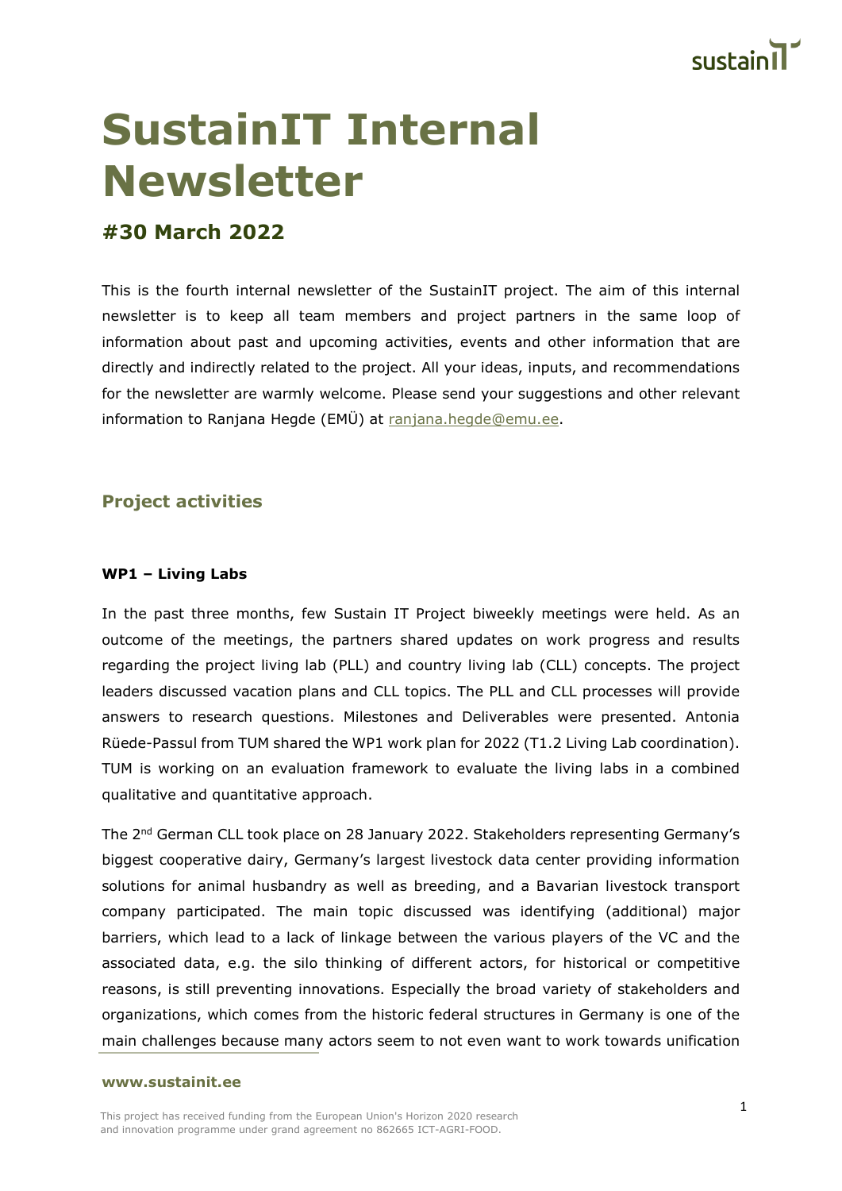# SustainIT Internal Newsletter

## #30 March 2022

This is the fourth internal newsletter of the SustainIT project. The aim of this internal newsletter is to keep all team members and project partners in the same loop of information about past and upcoming activities, events and other information that are directly and indirectly related to the project. All your ideas, inputs, and recommendations for the newsletter are warmly welcome. Please send your suggestions and other relevant information to Ranjana Hegde (EMÜ) at ranjana.hegde@emu.ee.

## Project activities

### WP1 – Living Labs

In the past three months, few Sustain IT Project biweekly meetings were held. As an outcome of the meetings, the partners shared updates on work progress and results regarding the project living lab (PLL) and country living lab (CLL) concepts. The project leaders discussed vacation plans and CLL topics. The PLL and CLL processes will provide answers to research questions. Milestones and Deliverables were presented. Antonia Rüede-Passul from TUM shared the WP1 work plan for 2022 (T1.2 Living Lab coordination). TUM is working on an evaluation framework to evaluate the living labs in a combined qualitative and quantitative approach.

The 2nd German CLL took place on 28 January 2022. Stakeholders representing Germany's biggest cooperative dairy, Germany's largest livestock data center providing information solutions for animal husbandry as well as breeding, and a Bavarian livestock transport company participated. The main topic discussed was identifying (additional) major barriers, which lead to a lack of linkage between the various players of the VC and the associated data, e.g. the silo thinking of different actors, for historical or competitive reasons, is still preventing innovations. Especially the broad variety of stakeholders and organizations, which comes from the historic federal structures in Germany is one of the main challenges because many actors seem to not even want to work towards unification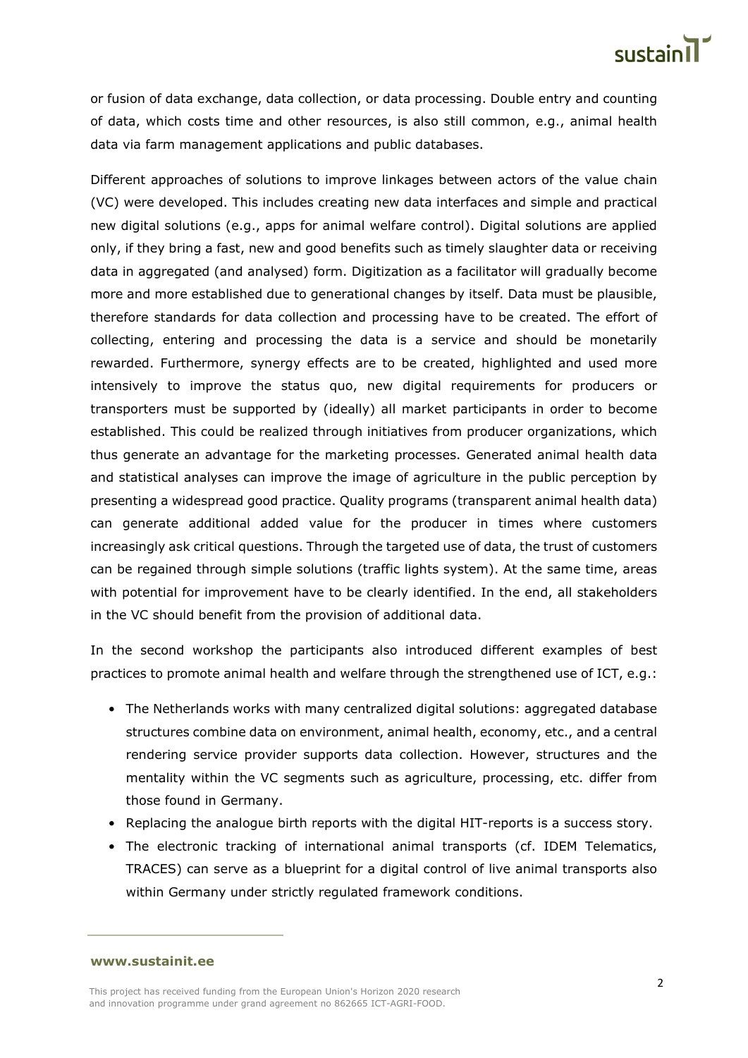or fusion of data exchange, data collection, or data processing. Double entry and counting of data, which costs time and other resources, is also still common, e.g., animal health data via farm management applications and public databases.

Different approaches of solutions to improve linkages between actors of the value chain (VC) were developed. This includes creating new data interfaces and simple and practical new digital solutions (e.g., apps for animal welfare control). Digital solutions are applied only, if they bring a fast, new and good benefits such as timely slaughter data or receiving data in aggregated (and analysed) form. Digitization as a facilitator will gradually become more and more established due to generational changes by itself. Data must be plausible, therefore standards for data collection and processing have to be created. The effort of collecting, entering and processing the data is a service and should be monetarily rewarded. Furthermore, synergy effects are to be created, highlighted and used more intensively to improve the status quo, new digital requirements for producers or transporters must be supported by (ideally) all market participants in order to become established. This could be realized through initiatives from producer organizations, which thus generate an advantage for the marketing processes. Generated animal health data and statistical analyses can improve the image of agriculture in the public perception by presenting a widespread good practice. Quality programs (transparent animal health data) can generate additional added value for the producer in times where customers increasingly ask critical questions. Through the targeted use of data, the trust of customers can be regained through simple solutions (traffic lights system). At the same time, areas with potential for improvement have to be clearly identified. In the end, all stakeholders in the VC should benefit from the provision of additional data.

In the second workshop the participants also introduced different examples of best practices to promote animal health and welfare through the strengthened use of ICT, e.g.:

- The Netherlands works with many centralized digital solutions: aggregated database structures combine data on environment, animal health, economy, etc., and a central rendering service provider supports data collection. However, structures and the mentality within the VC segments such as agriculture, processing, etc. differ from those found in Germany.
- Replacing the analogue birth reports with the digital HIT-reports is a success story.
- The electronic tracking of international animal transports (cf. IDEM Telematics, TRACES) can serve as a blueprint for a digital control of live animal transports also within Germany under strictly regulated framework conditions.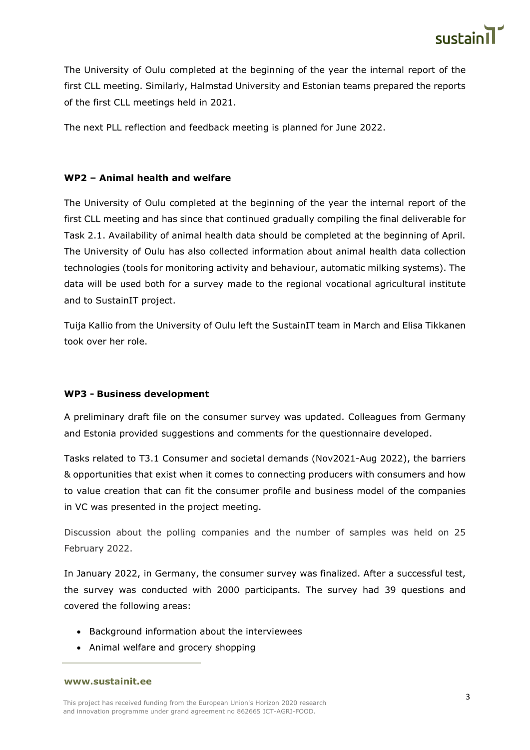The University of Oulu completed at the beginning of the year the internal report of the first CLL meeting. Similarly, Halmstad University and Estonian teams prepared the reports of the first CLL meetings held in 2021.

The next PLL reflection and feedback meeting is planned for June 2022.

### WP2 – Animal health and welfare

The University of Oulu completed at the beginning of the year the internal report of the first CLL meeting and has since that continued gradually compiling the final deliverable for Task 2.1. Availability of animal health data should be completed at the beginning of April. The University of Oulu has also collected information about animal health data collection technologies (tools for monitoring activity and behaviour, automatic milking systems). The data will be used both for a survey made to the regional vocational agricultural institute and to SustainIT project.

Tuija Kallio from the University of Oulu left the SustainIT team in March and Elisa Tikkanen took over her role.

### WP3 - Business development

A preliminary draft file on the consumer survey was updated. Colleagues from Germany and Estonia provided suggestions and comments for the questionnaire developed.

Tasks related to T3.1 Consumer and societal demands (Nov2021-Aug 2022), the barriers & opportunities that exist when it comes to connecting producers with consumers and how to value creation that can fit the consumer profile and business model of the companies in VC was presented in the project meeting.

Discussion about the polling companies and the number of samples was held on 25 February 2022.

In January 2022, in Germany, the consumer survey was finalized. After a successful test, the survey was conducted with 2000 participants. The survey had 39 questions and covered the following areas:

- Background information about the interviewees
- Animal welfare and grocery shopping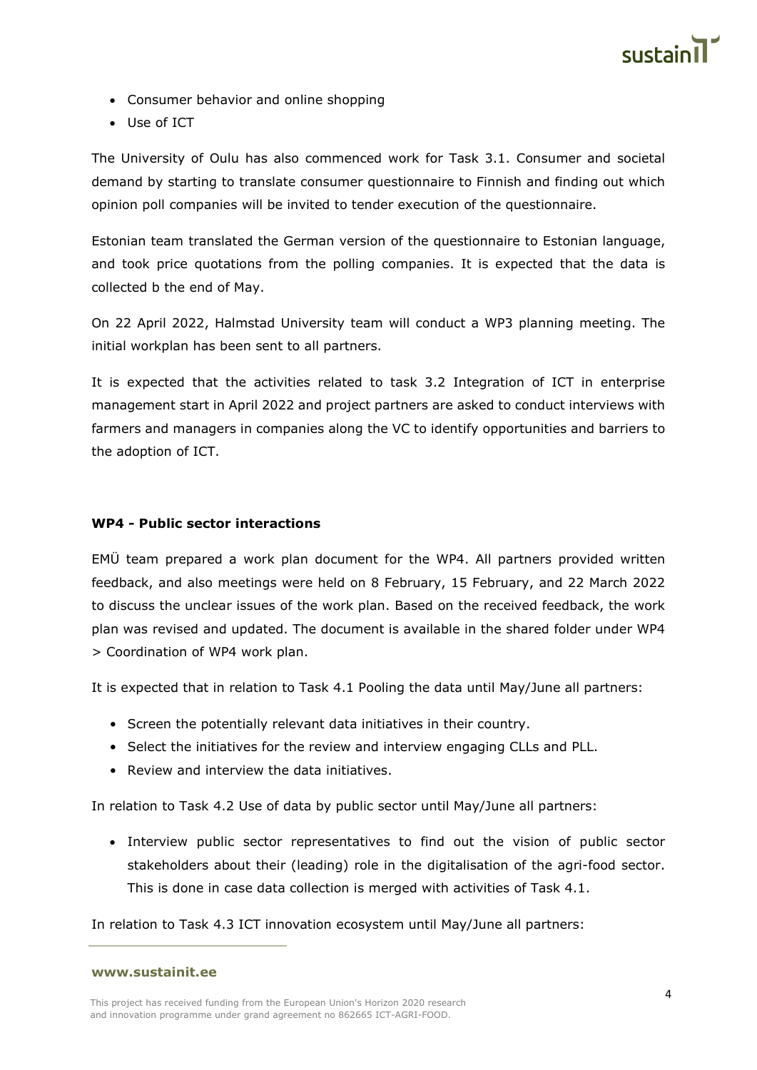- Consumer behavior and online shopping
- Use of ICT

The University of Oulu has also commenced work for Task 3.1. Consumer and societal demand by starting to translate consumer questionnaire to Finnish and finding out which opinion poll companies will be invited to tender execution of the questionnaire.

Estonian team translated the German version of the questionnaire to Estonian language, and took price quotations from the polling companies. It is expected that the data is collected b the end of May.

On 22 April 2022, Halmstad University team will conduct a WP3 planning meeting. The initial workplan has been sent to all partners.

It is expected that the activities related to task 3.2 Integration of ICT in enterprise management start in April 2022 and project partners are asked to conduct interviews with farmers and managers in companies along the VC to identify opportunities and barriers to the adoption of ICT.

**WP4 - Public sector interactions**

EMÜ team prepared a work plan document for the WP4. All partners provided written feedback, and also meetings were held on 8 February, 15 February, and 22 March 2022 to discuss the unclear issues of the work plan. Based on the received feedback, the work plan was revised and updated. The document is available in the shared folder under WP4 > Coordination of WP4 work plan.

It is expected that in relation to Task 4.1 Pooling the data until May/June all partners:

- Screen the potentially relevant data initiatives in their country.
- Select the initiatives for the review and interview engaging CLLs and PLL.
- Review and interview the data initiatives.

In relation to Task 4.2 Use of data by public sector until May/June all partners:

- Interview public sector representatives to find out the vision of public sector stakeholders about their (leading) role in the digitalisation of the agri-food sector. This is done in case data collection is merged with activities of Task 4.1.

In relation to Task 4.3 ICT innovation ecosystem until May/June all partners: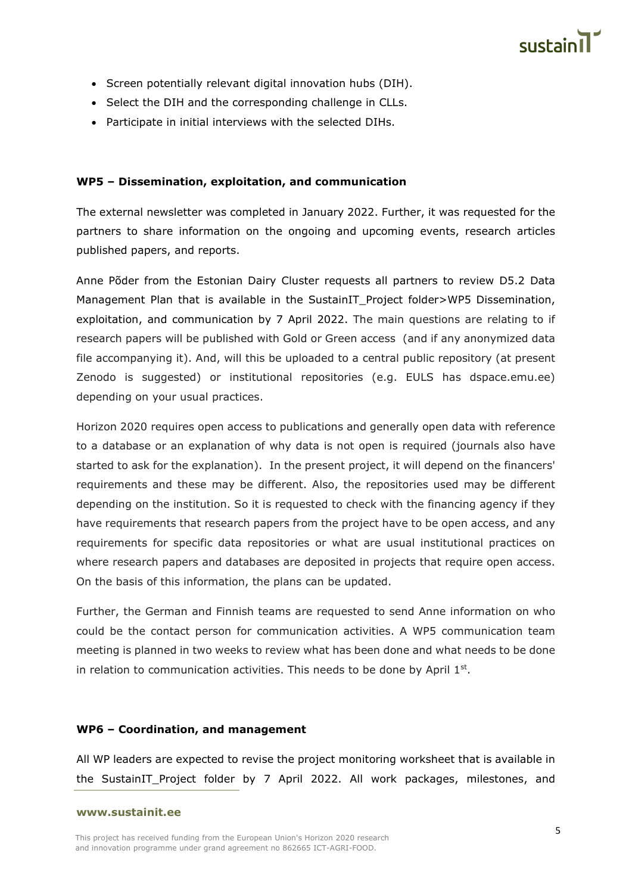- Screen potentially relevant digital innovation hubs (DIH).
- Select the DIH and the corresponding challenge in CLLs.
- Participate in initial interviews with the selected DIHs.

**WP5 – Dissemination, exploitation, and communication**

The external newsletter was completed in January 2022. Further, it was requested for the partners to share information on the ongoing and upcoming events, research articles published papers, and reports.

Anne Põder from the Estonian Dairy Cluster requests all partners to review D5.2 Data Management Plan that is available in the SustainIT_Project folder>WP5 Dissemination, exploitation, and communication by 7 April 2022. The main questions are relating to if research papers will be published with Gold or Green access (and if any anonymized data file accompanying it). And, will this be uploaded to a central public repository (at present Zenodo is suggested) or institutional repositories (e.g. EULS has dspace.emu.ee) depending on your usual practices.

Horizon 2020 requires open access to publications and generally open data with reference to a database or an explanation of why data is not open is required (journals also have started to ask for the explanation). In the present project, it will depend on the financers' requirements and these may be different. Also, the repositories used may be different depending on the institution. So it is requested to check with the financing agency if they have requirements that research papers from the project have to be open access, and any requirements for specific data repositories or what are usual institutional practices on where research papers and databases are deposited in projects that require open access. On the basis of this information, the plans can be updated.

Further, the German and Finnish teams are requested to send Anne information on who could be the contact person for communication activities. A WP5 communication team meeting is planned in two weeks to review what has been done and what needs to be done in relation to communication activities. This needs to be done by April 1st.

**WP6 – Coordination, and management**

All WP leaders are expected to revise the project monitoring worksheet that is available in the SustainIT_Project folder by 7 April 2022. All work packages, milestones, and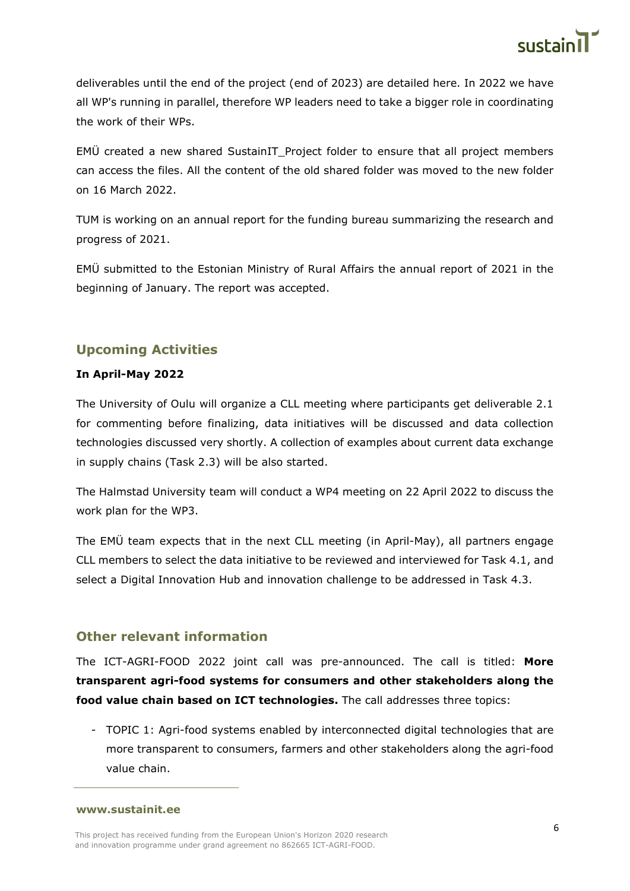deliverables until the end of the project (end of 2023) are detailed here. In 2022 we have all WP's running in parallel, therefore WP leaders need to take a bigger role in coordinating the work of their WPs.

EMÜ created a new shared SustainIT_Project folder to ensure that all project members can access the files. All the content of the old shared folder was moved to the new folder on 16 March 2022.

TUM is working on an annual report for the funding bureau summarizing the research and progress of 2021.

EMÜ submitted to the Estonian Ministry of Rural Affairs the annual report of 2021 in the beginning of January. The report was accepted.

## Upcoming Activities

**In April-May 2022**

The University of Oulu will organize a CLL meeting where participants get deliverable 2.1 for commenting before finalizing, data initiatives will be discussed and data collection technologies discussed very shortly. A collection of examples about current data exchange in supply chains (Task 2.3) will be also started.

The Halmstad University team will conduct a WP4 meeting on 22 April 2022 to discuss the work plan for the WP3.

The EMÜ team expects that in the next CLL meeting (in April-May), all partners engage CLL members to select the data initiative to be reviewed and interviewed for Task 4.1, and select a Digital Innovation Hub and innovation challenge to be addressed in Task 4.3.

## Other relevant information

The ICT-AGRI-FOOD 2022 joint call was pre-announced. The call is titled: **More transparent agri-food systems for consumers and other stakeholders along the food value chain based on ICT technologies.** The call addresses three topics:

- TOPIC 1: Agri-food systems enabled by interconnected digital technologies that are more transparent to consumers, farmers and other stakeholders along the agri-food value chain.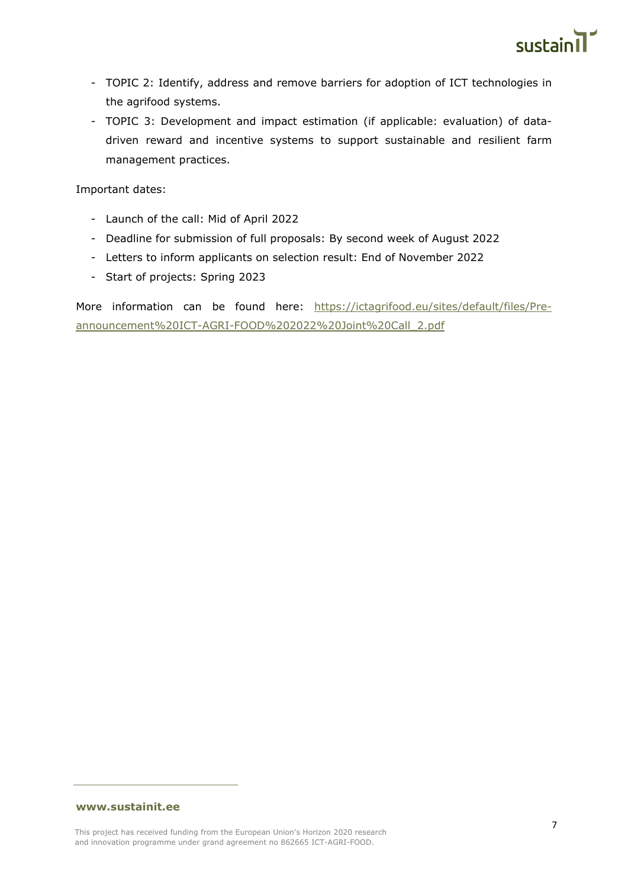- TOPIC 2: Identify, address and remove barriers for adoption of ICT technologies in the agrifood systems.
- TOPIC 3: Development and impact estimation (if applicable: evaluation) of data-driven reward and incentive systems to support sustainable and resilient farm management practices.

Important dates:

- Launch of the call: Mid of April 2022
- Deadline for submission of full proposals: By second week of August 2022
- Letters to inform applicants on selection result: End of November 2022
- Start of projects: Spring 2023

More information can be found here: [https://ictagrifood.eu/sites/default/files/Pre-announcement%20ICT-AGRI-FOOD%202022%20Joint%20Call_2.pdf](https://ictagrifood.eu/sites/default/files/Pre-announcement%20ICT-AGRI-FOOD%202022%20Joint%20Call_2.pdf)